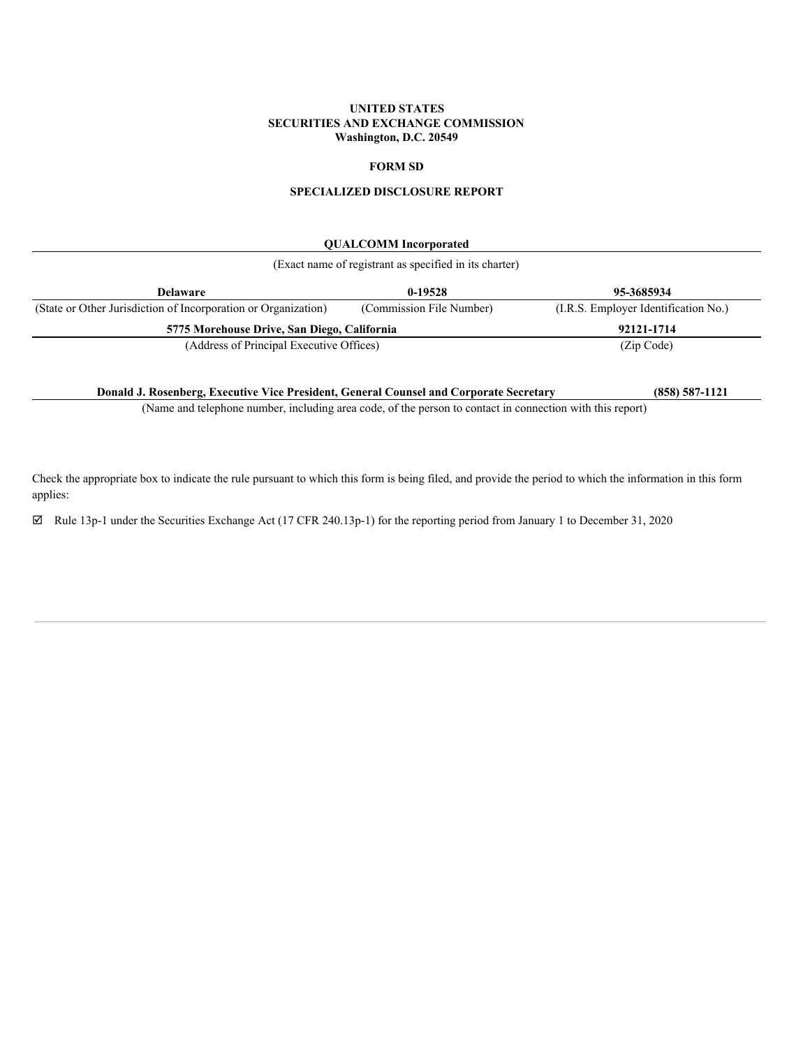**UNITED STATES**
**SECURITIES AND EXCHANGE COMMISSION**
**Washington, D.C. 20549**

**FORM SD**

**SPECIALIZED DISCLOSURE REPORT**

**QUALCOMM Incorporated**

(Exact name of registrant as specified in its charter)

| **Delaware** | **0-19528** | **95-3685934** |
| --- | --- | --- |
| (State or Other Jurisdiction of Incorporation or Organization) | (Commission File Number) | (I.R.S. Employer Identification No.) |

| **5775 Morehouse Drive, San Diego, California** | **92121-1714** |
| --- | --- |
| (Address of Principal Executive Offices) | (Zip Code) |

**Donald J. Rosenberg, Executive Vice President, General Counsel and Corporate Secretary** **(858) 587-1121**

(Name and telephone number, including area code, of the person to contact in connection with this report)

Check the appropriate box to indicate the rule pursuant to which this form is being filed, and provide the period to which the information in this form applies:

☑ Rule 13p-1 under the Securities Exchange Act (17 CFR 240.13p-1) for the reporting period from January 1 to December 31, 2020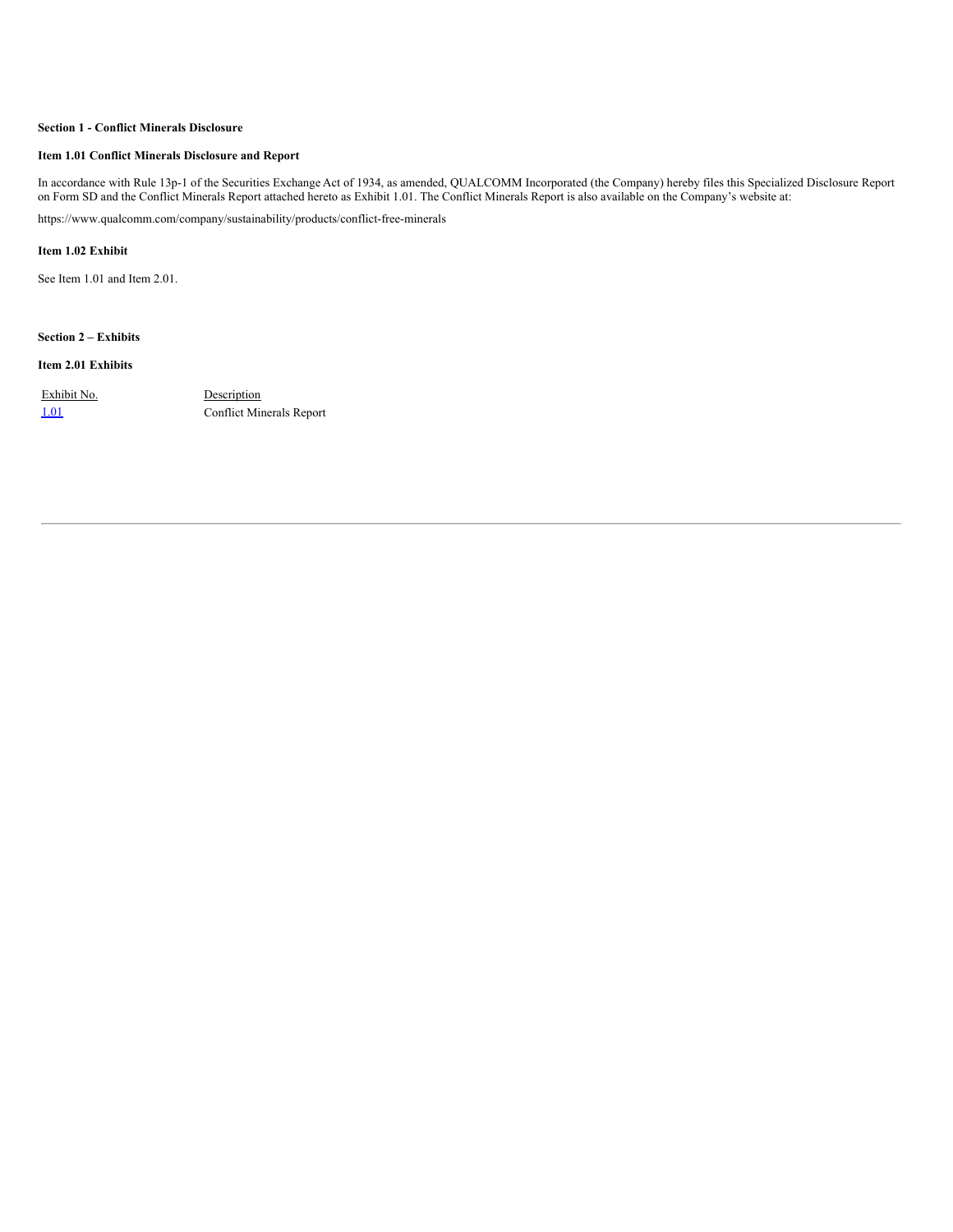**Section 1 - Conflict Minerals Disclosure**

**Item 1.01 Conflict Minerals Disclosure and Report**

In accordance with Rule 13p-1 of the Securities Exchange Act of 1934, as amended, QUALCOMM Incorporated (the Company) hereby files this Specialized Disclosure Report on Form SD and the Conflict Minerals Report attached hereto as Exhibit 1.01. The Conflict Minerals Report is also available on the Company's website at:

https://www.qualcomm.com/company/sustainability/products/conflict-free-minerals

**Item 1.02 Exhibit**

See Item 1.01 and Item 2.01.

**Section 2 – Exhibits**

**Item 2.01 Exhibits**

| Exhibit No. | Description |
| --- | --- |
| 1.01 | Conflict Minerals Report |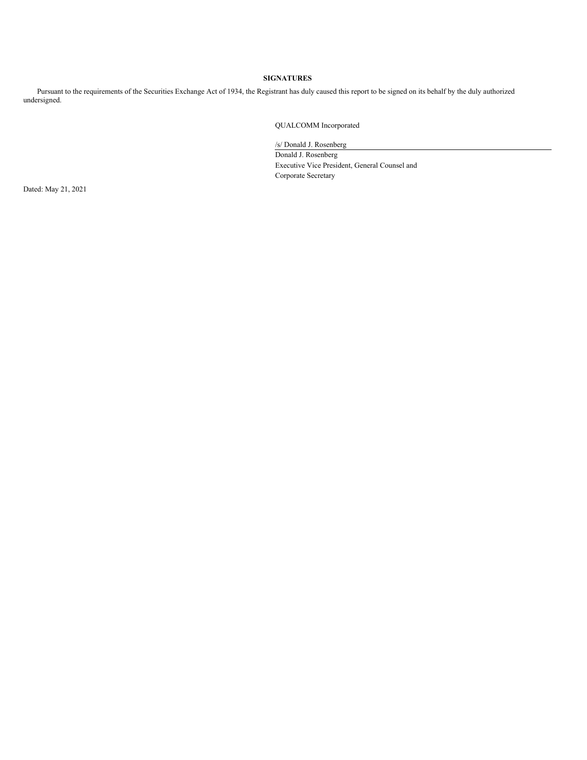## SIGNATURES

Pursuant to the requirements of the Securities Exchange Act of 1934, the Registrant has duly caused this report to be signed on its behalf by the duly authorized undersigned.

QUALCOMM Incorporated

/s/ Donald J. Rosenberg

Donald J. Rosenberg
Executive Vice President, General Counsel and
Corporate Secretary

Dated: May 21, 2021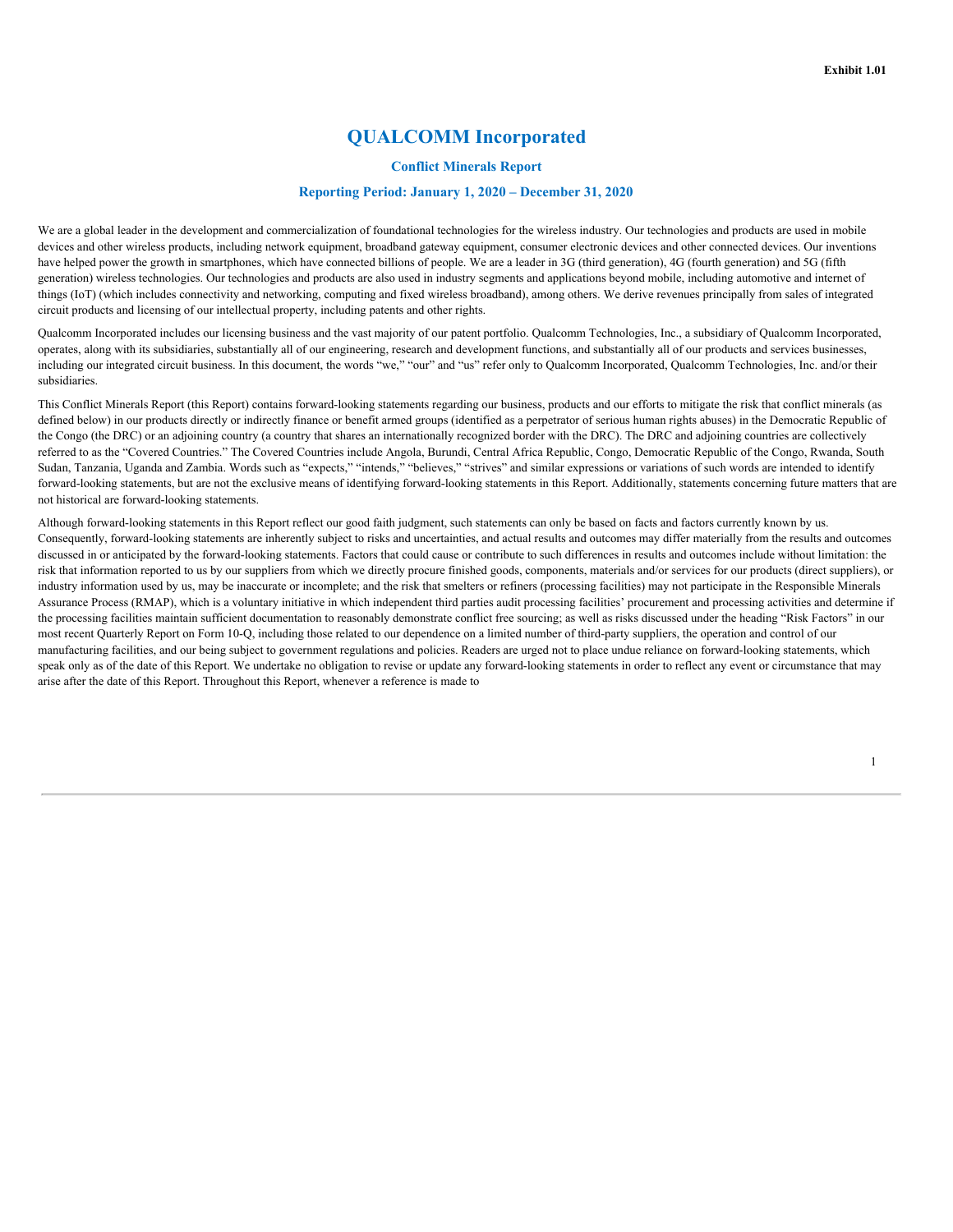**Exhibit 1.01**

# QUALCOMM Incorporated

### Conflict Minerals Report

### Reporting Period: January 1, 2020 – December 31, 2020

We are a global leader in the development and commercialization of foundational technologies for the wireless industry. Our technologies and products are used in mobile devices and other wireless products, including network equipment, broadband gateway equipment, consumer electronic devices and other connected devices. Our inventions have helped power the growth in smartphones, which have connected billions of people. We are a leader in 3G (third generation), 4G (fourth generation) and 5G (fifth generation) wireless technologies. Our technologies and products are also used in industry segments and applications beyond mobile, including automotive and internet of things (IoT) (which includes connectivity and networking, computing and fixed wireless broadband), among others. We derive revenues principally from sales of integrated circuit products and licensing of our intellectual property, including patents and other rights.

Qualcomm Incorporated includes our licensing business and the vast majority of our patent portfolio. Qualcomm Technologies, Inc., a subsidiary of Qualcomm Incorporated, operates, along with its subsidiaries, substantially all of our engineering, research and development functions, and substantially all of our products and services businesses, including our integrated circuit business. In this document, the words "we," "our" and "us" refer only to Qualcomm Incorporated, Qualcomm Technologies, Inc. and/or their subsidiaries.

This Conflict Minerals Report (this Report) contains forward-looking statements regarding our business, products and our efforts to mitigate the risk that conflict minerals (as defined below) in our products directly or indirectly finance or benefit armed groups (identified as a perpetrator of serious human rights abuses) in the Democratic Republic of the Congo (the DRC) or an adjoining country (a country that shares an internationally recognized border with the DRC). The DRC and adjoining countries are collectively referred to as the "Covered Countries." The Covered Countries include Angola, Burundi, Central Africa Republic, Congo, Democratic Republic of the Congo, Rwanda, South Sudan, Tanzania, Uganda and Zambia. Words such as "expects," "intends," "believes," "strives" and similar expressions or variations of such words are intended to identify forward-looking statements, but are not the exclusive means of identifying forward-looking statements in this Report. Additionally, statements concerning future matters that are not historical are forward-looking statements.

Although forward-looking statements in this Report reflect our good faith judgment, such statements can only be based on facts and factors currently known by us. Consequently, forward-looking statements are inherently subject to risks and uncertainties, and actual results and outcomes may differ materially from the results and outcomes discussed in or anticipated by the forward-looking statements. Factors that could cause or contribute to such differences in results and outcomes include without limitation: the risk that information reported to us by our suppliers from which we directly procure finished goods, components, materials and/or services for our products (direct suppliers), or industry information used by us, may be inaccurate or incomplete; and the risk that smelters or refiners (processing facilities) may not participate in the Responsible Minerals Assurance Process (RMAP), which is a voluntary initiative in which independent third parties audit processing facilities' procurement and processing activities and determine if the processing facilities maintain sufficient documentation to reasonably demonstrate conflict free sourcing; as well as risks discussed under the heading "Risk Factors" in our most recent Quarterly Report on Form 10-Q, including those related to our dependence on a limited number of third-party suppliers, the operation and control of our manufacturing facilities, and our being subject to government regulations and policies. Readers are urged not to place undue reliance on forward-looking statements, which speak only as of the date of this Report. We undertake no obligation to revise or update any forward-looking statements in order to reflect any event or circumstance that may arise after the date of this Report. Throughout this Report, whenever a reference is made to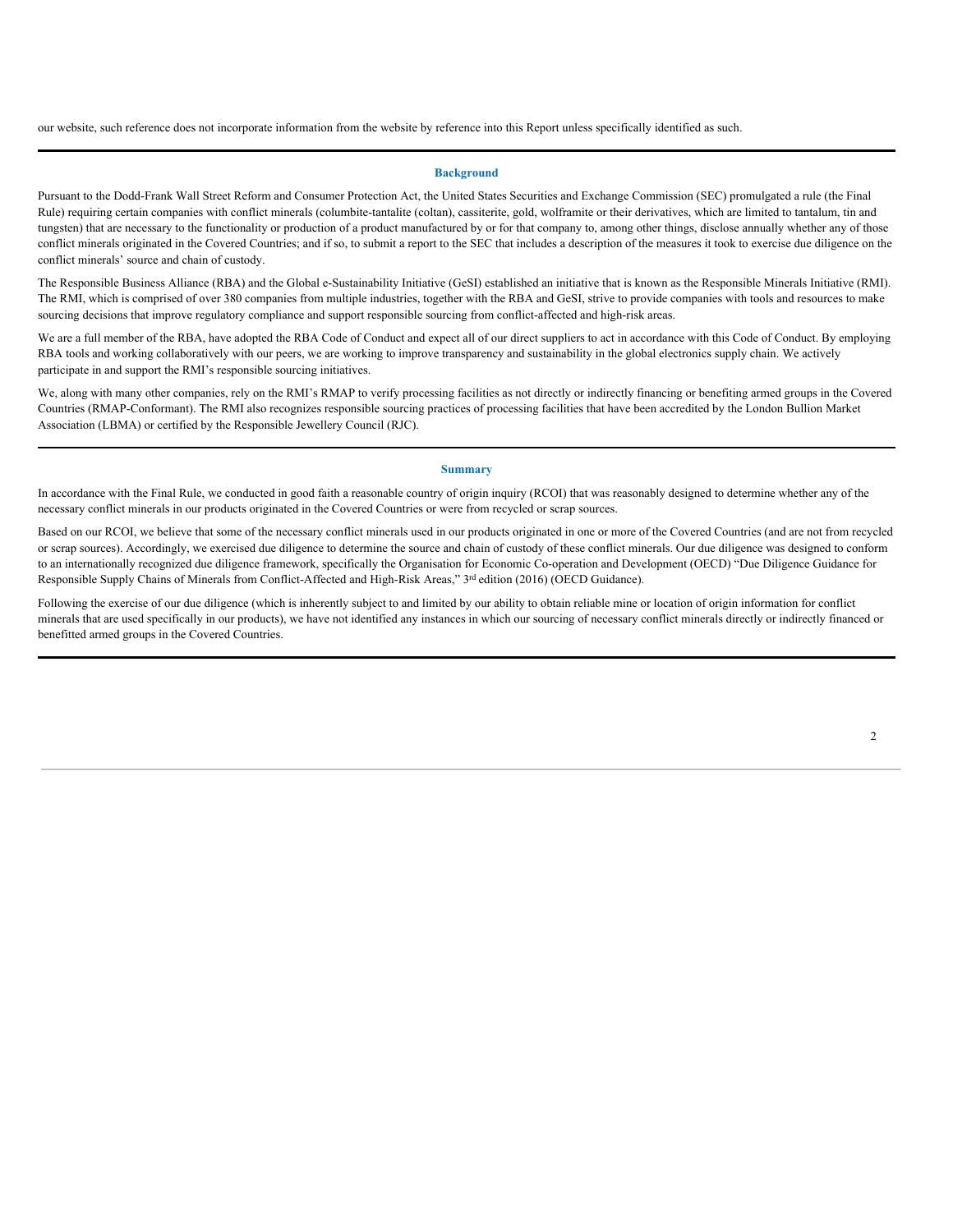our website, such reference does not incorporate information from the website by reference into this Report unless specifically identified as such.

## Background

Pursuant to the Dodd-Frank Wall Street Reform and Consumer Protection Act, the United States Securities and Exchange Commission (SEC) promulgated a rule (the Final Rule) requiring certain companies with conflict minerals (columbite-tantalite (coltan), cassiterite, gold, wolframite or their derivatives, which are limited to tantalum, tin and tungsten) that are necessary to the functionality or production of a product manufactured by or for that company to, among other things, disclose annually whether any of those conflict minerals originated in the Covered Countries; and if so, to submit a report to the SEC that includes a description of the measures it took to exercise due diligence on the conflict minerals' source and chain of custody.

The Responsible Business Alliance (RBA) and the Global e-Sustainability Initiative (GeSI) established an initiative that is known as the Responsible Minerals Initiative (RMI). The RMI, which is comprised of over 380 companies from multiple industries, together with the RBA and GeSI, strive to provide companies with tools and resources to make sourcing decisions that improve regulatory compliance and support responsible sourcing from conflict-affected and high-risk areas.

We are a full member of the RBA, have adopted the RBA Code of Conduct and expect all of our direct suppliers to act in accordance with this Code of Conduct. By employing RBA tools and working collaboratively with our peers, we are working to improve transparency and sustainability in the global electronics supply chain. We actively participate in and support the RMI's responsible sourcing initiatives.

We, along with many other companies, rely on the RMI's RMAP to verify processing facilities as not directly or indirectly financing or benefiting armed groups in the Covered Countries (RMAP-Conformant). The RMI also recognizes responsible sourcing practices of processing facilities that have been accredited by the London Bullion Market Association (LBMA) or certified by the Responsible Jewellery Council (RJC).

## Summary

In accordance with the Final Rule, we conducted in good faith a reasonable country of origin inquiry (RCOI) that was reasonably designed to determine whether any of the necessary conflict minerals in our products originated in the Covered Countries or were from recycled or scrap sources.

Based on our RCOI, we believe that some of the necessary conflict minerals used in our products originated in one or more of the Covered Countries (and are not from recycled or scrap sources). Accordingly, we exercised due diligence to determine the source and chain of custody of these conflict minerals. Our due diligence was designed to conform to an internationally recognized due diligence framework, specifically the Organisation for Economic Co-operation and Development (OECD) "Due Diligence Guidance for Responsible Supply Chains of Minerals from Conflict-Affected and High-Risk Areas," 3rd edition (2016) (OECD Guidance).

Following the exercise of our due diligence (which is inherently subject to and limited by our ability to obtain reliable mine or location of origin information for conflict minerals that are used specifically in our products), we have not identified any instances in which our sourcing of necessary conflict minerals directly or indirectly financed or benefitted armed groups in the Covered Countries.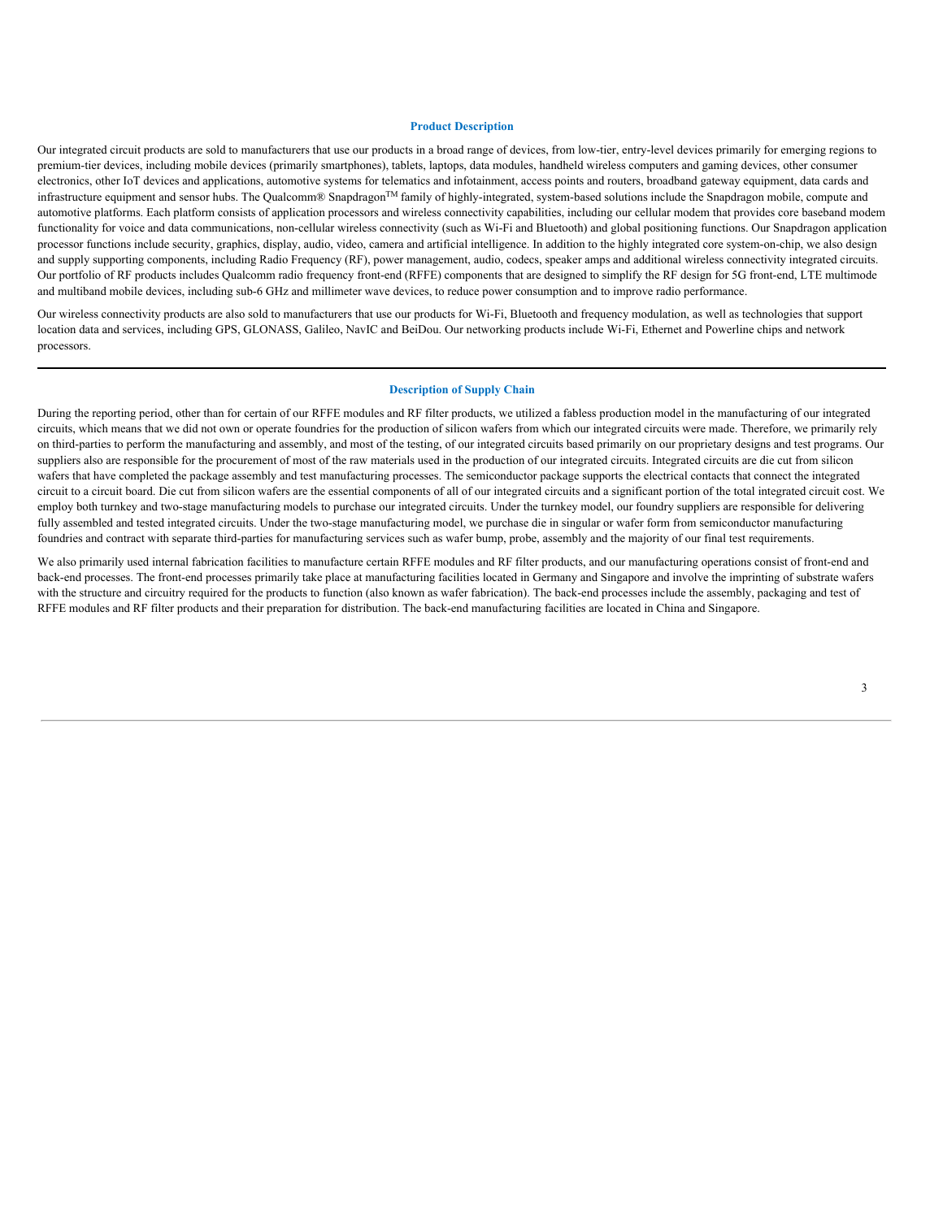## Product Description

Our integrated circuit products are sold to manufacturers that use our products in a broad range of devices, from low-tier, entry-level devices primarily for emerging regions to premium-tier devices, including mobile devices (primarily smartphones), tablets, laptops, data modules, handheld wireless computers and gaming devices, other consumer electronics, other IoT devices and applications, automotive systems for telematics and infotainment, access points and routers, broadband gateway equipment, data cards and infrastructure equipment and sensor hubs. The Qualcomm® Snapdragon™ family of highly-integrated, system-based solutions include the Snapdragon mobile, compute and automotive platforms. Each platform consists of application processors and wireless connectivity capabilities, including our cellular modem that provides core baseband modem functionality for voice and data communications, non-cellular wireless connectivity (such as Wi-Fi and Bluetooth) and global positioning functions. Our Snapdragon application processor functions include security, graphics, display, audio, video, camera and artificial intelligence. In addition to the highly integrated core system-on-chip, we also design and supply supporting components, including Radio Frequency (RF), power management, audio, codecs, speaker amps and additional wireless connectivity integrated circuits. Our portfolio of RF products includes Qualcomm radio frequency front-end (RFFE) components that are designed to simplify the RF design for 5G front-end, LTE multimode and multiband mobile devices, including sub-6 GHz and millimeter wave devices, to reduce power consumption and to improve radio performance.

Our wireless connectivity products are also sold to manufacturers that use our products for Wi-Fi, Bluetooth and frequency modulation, as well as technologies that support location data and services, including GPS, GLONASS, Galileo, NavIC and BeiDou. Our networking products include Wi-Fi, Ethernet and Powerline chips and network processors.

## Description of Supply Chain

During the reporting period, other than for certain of our RFFE modules and RF filter products, we utilized a fabless production model in the manufacturing of our integrated circuits, which means that we did not own or operate foundries for the production of silicon wafers from which our integrated circuits were made. Therefore, we primarily rely on third-parties to perform the manufacturing and assembly, and most of the testing, of our integrated circuits based primarily on our proprietary designs and test programs. Our suppliers also are responsible for the procurement of most of the raw materials used in the production of our integrated circuits. Integrated circuits are die cut from silicon wafers that have completed the package assembly and test manufacturing processes. The semiconductor package supports the electrical contacts that connect the integrated circuit to a circuit board. Die cut from silicon wafers are the essential components of all of our integrated circuits and a significant portion of the total integrated circuit cost. We employ both turnkey and two-stage manufacturing models to purchase our integrated circuits. Under the turnkey model, our foundry suppliers are responsible for delivering fully assembled and tested integrated circuits. Under the two-stage manufacturing model, we purchase die in singular or wafer form from semiconductor manufacturing foundries and contract with separate third-parties for manufacturing services such as wafer bump, probe, assembly and the majority of our final test requirements.

We also primarily used internal fabrication facilities to manufacture certain RFFE modules and RF filter products, and our manufacturing operations consist of front-end and back-end processes. The front-end processes primarily take place at manufacturing facilities located in Germany and Singapore and involve the imprinting of substrate wafers with the structure and circuitry required for the products to function (also known as wafer fabrication). The back-end processes include the assembly, packaging and test of RFFE modules and RF filter products and their preparation for distribution. The back-end manufacturing facilities are located in China and Singapore.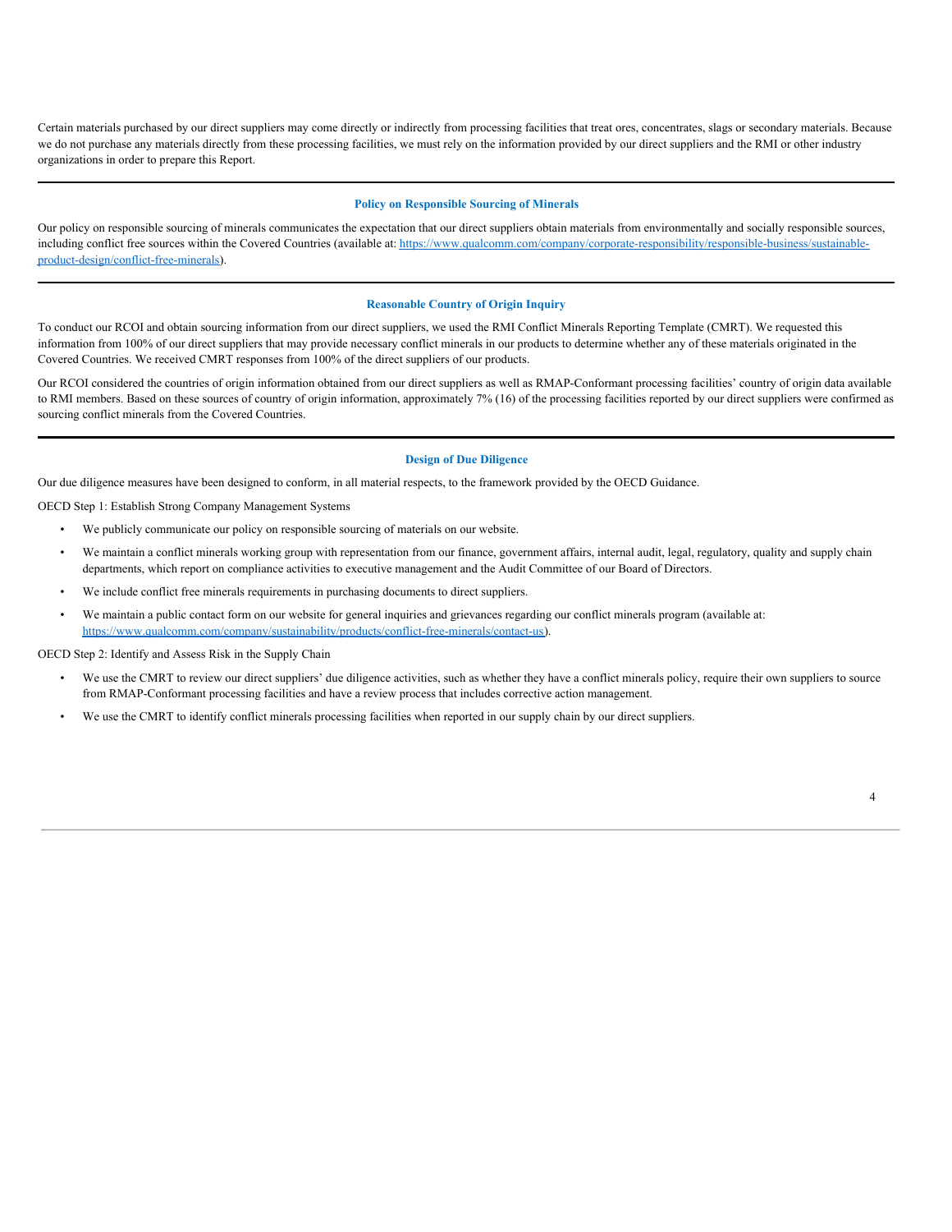Certain materials purchased by our direct suppliers may come directly or indirectly from processing facilities that treat ores, concentrates, slags or secondary materials. Because we do not purchase any materials directly from these processing facilities, we must rely on the information provided by our direct suppliers and the RMI or other industry organizations in order to prepare this Report.

---

### Policy on Responsible Sourcing of Minerals

Our policy on responsible sourcing of minerals communicates the expectation that our direct suppliers obtain materials from environmentally and socially responsible sources, including conflict free sources within the Covered Countries (available at: https://www.qualcomm.com/company/corporate-responsibility/responsible-business/sustainable-product-design/conflict-free-minerals).

---

### Reasonable Country of Origin Inquiry

To conduct our RCOI and obtain sourcing information from our direct suppliers, we used the RMI Conflict Minerals Reporting Template (CMRT). We requested this information from 100% of our direct suppliers that may provide necessary conflict minerals in our products to determine whether any of these materials originated in the Covered Countries. We received CMRT responses from 100% of the direct suppliers of our products.

Our RCOI considered the countries of origin information obtained from our direct suppliers as well as RMAP-Conformant processing facilities' country of origin data available to RMI members. Based on these sources of country of origin information, approximately 7% (16) of the processing facilities reported by our direct suppliers were confirmed as sourcing conflict minerals from the Covered Countries.

---

### Design of Due Diligence

Our due diligence measures have been designed to conform, in all material respects, to the framework provided by the OECD Guidance.

OECD Step 1: Establish Strong Company Management Systems

- We publicly communicate our policy on responsible sourcing of materials on our website.
- We maintain a conflict minerals working group with representation from our finance, government affairs, internal audit, legal, regulatory, quality and supply chain departments, which report on compliance activities to executive management and the Audit Committee of our Board of Directors.
- We include conflict free minerals requirements in purchasing documents to direct suppliers.
- We maintain a public contact form on our website for general inquiries and grievances regarding our conflict minerals program (available at: https://www.qualcomm.com/company/sustainability/products/conflict-free-minerals/contact-us).

OECD Step 2: Identify and Assess Risk in the Supply Chain

- We use the CMRT to review our direct suppliers' due diligence activities, such as whether they have a conflict minerals policy, require their own suppliers to source from RMAP-Conformant processing facilities and have a review process that includes corrective action management.
- We use the CMRT to identify conflict minerals processing facilities when reported in our supply chain by our direct suppliers.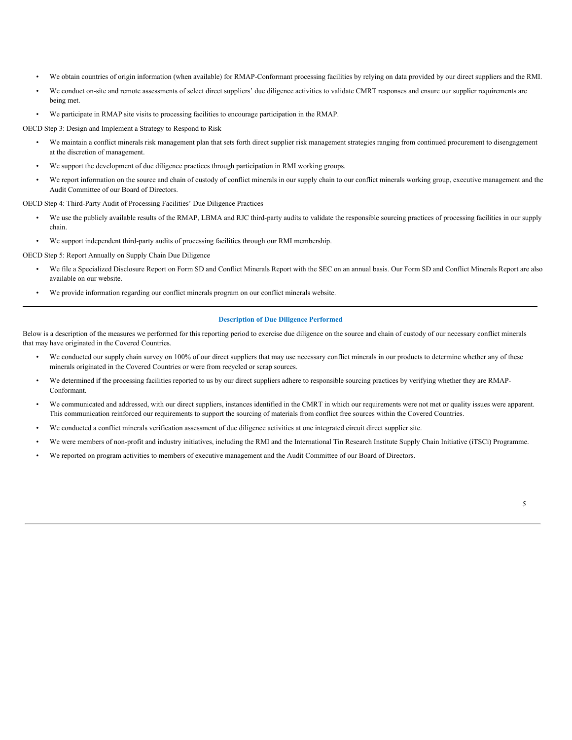- We obtain countries of origin information (when available) for RMAP-Conformant processing facilities by relying on data provided by our direct suppliers and the RMI.
- We conduct on-site and remote assessments of select direct suppliers' due diligence activities to validate CMRT responses and ensure our supplier requirements are being met.
- We participate in RMAP site visits to processing facilities to encourage participation in the RMAP.

OECD Step 3: Design and Implement a Strategy to Respond to Risk

- We maintain a conflict minerals risk management plan that sets forth direct supplier risk management strategies ranging from continued procurement to disengagement at the discretion of management.
- We support the development of due diligence practices through participation in RMI working groups.
- We report information on the source and chain of custody of conflict minerals in our supply chain to our conflict minerals working group, executive management and the Audit Committee of our Board of Directors.

OECD Step 4: Third-Party Audit of Processing Facilities' Due Diligence Practices

- We use the publicly available results of the RMAP, LBMA and RJC third-party audits to validate the responsible sourcing practices of processing facilities in our supply chain.
- We support independent third-party audits of processing facilities through our RMI membership.

OECD Step 5: Report Annually on Supply Chain Due Diligence

- We file a Specialized Disclosure Report on Form SD and Conflict Minerals Report with the SEC on an annual basis. Our Form SD and Conflict Minerals Report are also available on our website.
- We provide information regarding our conflict minerals program on our conflict minerals website.

---

## Description of Due Diligence Performed

Below is a description of the measures we performed for this reporting period to exercise due diligence on the source and chain of custody of our necessary conflict minerals that may have originated in the Covered Countries.

- We conducted our supply chain survey on 100% of our direct suppliers that may use necessary conflict minerals in our products to determine whether any of these minerals originated in the Covered Countries or were from recycled or scrap sources.
- We determined if the processing facilities reported to us by our direct suppliers adhere to responsible sourcing practices by verifying whether they are RMAP-Conformant.
- We communicated and addressed, with our direct suppliers, instances identified in the CMRT in which our requirements were not met or quality issues were apparent. This communication reinforced our requirements to support the sourcing of materials from conflict free sources within the Covered Countries.
- We conducted a conflict minerals verification assessment of due diligence activities at one integrated circuit direct supplier site.
- We were members of non-profit and industry initiatives, including the RMI and the International Tin Research Institute Supply Chain Initiative (iTSCi) Programme.
- We reported on program activities to members of executive management and the Audit Committee of our Board of Directors.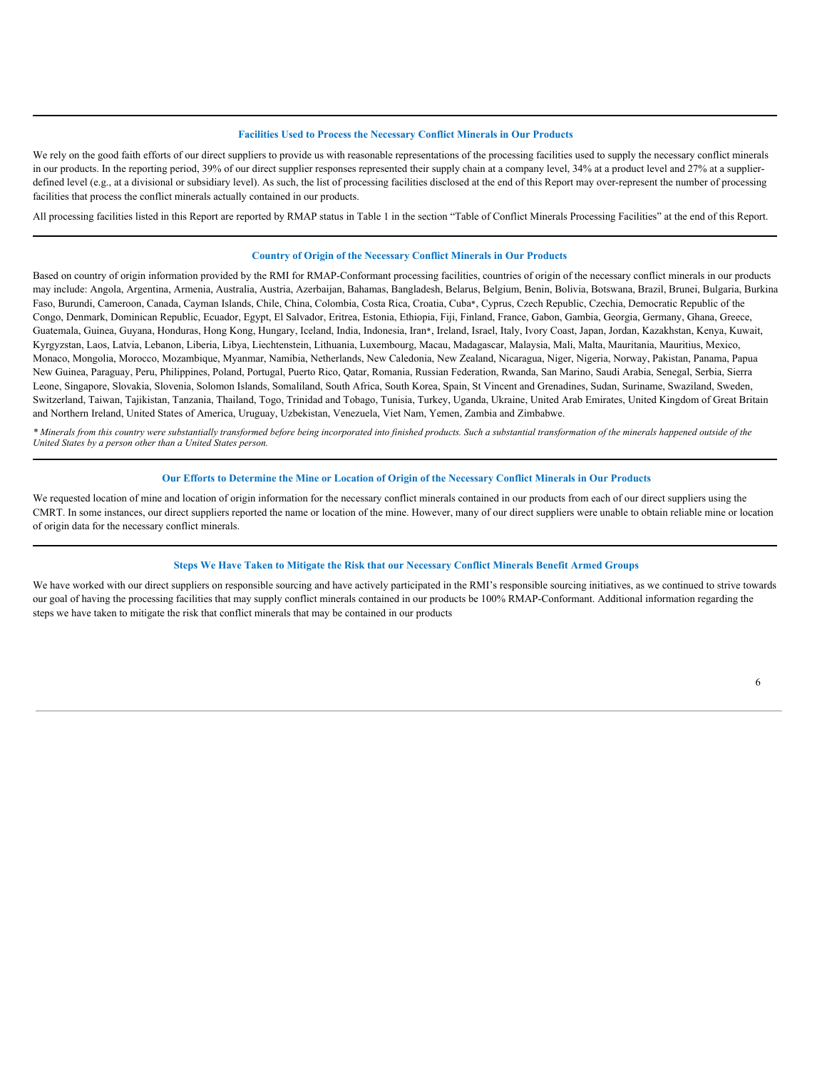## Facilities Used to Process the Necessary Conflict Minerals in Our Products

We rely on the good faith efforts of our direct suppliers to provide us with reasonable representations of the processing facilities used to supply the necessary conflict minerals in our products. In the reporting period, 39% of our direct supplier responses represented their supply chain at a company level, 34% at a product level and 27% at a supplier-defined level (e.g., at a divisional or subsidiary level). As such, the list of processing facilities disclosed at the end of this Report may over-represent the number of processing facilities that process the conflict minerals actually contained in our products.

All processing facilities listed in this Report are reported by RMAP status in Table 1 in the section "Table of Conflict Minerals Processing Facilities" at the end of this Report.

## Country of Origin of the Necessary Conflict Minerals in Our Products

Based on country of origin information provided by the RMI for RMAP-Conformant processing facilities, countries of origin of the necessary conflict minerals in our products may include: Angola, Argentina, Armenia, Australia, Austria, Azerbaijan, Bahamas, Bangladesh, Belarus, Belgium, Benin, Bolivia, Botswana, Brazil, Brunei, Bulgaria, Burkina Faso, Burundi, Cameroon, Canada, Cayman Islands, Chile, China, Colombia, Costa Rica, Croatia, Cuba*, Cyprus, Czech Republic, Czechia, Democratic Republic of the Congo, Denmark, Dominican Republic, Ecuador, Egypt, El Salvador, Eritrea, Estonia, Ethiopia, Fiji, Finland, France, Gabon, Gambia, Georgia, Germany, Ghana, Greece, Guatemala, Guinea, Guyana, Honduras, Hong Kong, Hungary, Iceland, India, Indonesia, Iran*, Ireland, Israel, Italy, Ivory Coast, Japan, Jordan, Kazakhstan, Kenya, Kuwait, Kyrgyzstan, Laos, Latvia, Lebanon, Liberia, Libya, Liechtenstein, Lithuania, Luxembourg, Macau, Madagascar, Malaysia, Mali, Malta, Mauritania, Mauritius, Mexico, Monaco, Mongolia, Morocco, Mozambique, Myanmar, Namibia, Netherlands, New Caledonia, New Zealand, Nicaragua, Niger, Nigeria, Norway, Pakistan, Panama, Papua New Guinea, Paraguay, Peru, Philippines, Poland, Portugal, Puerto Rico, Qatar, Romania, Russian Federation, Rwanda, San Marino, Saudi Arabia, Senegal, Serbia, Sierra Leone, Singapore, Slovakia, Slovenia, Solomon Islands, Somaliland, South Africa, South Korea, Spain, St Vincent and Grenadines, Sudan, Suriname, Swaziland, Sweden, Switzerland, Taiwan, Tajikistan, Tanzania, Thailand, Togo, Trinidad and Tobago, Tunisia, Turkey, Uganda, Ukraine, United Arab Emirates, United Kingdom of Great Britain and Northern Ireland, United States of America, Uruguay, Uzbekistan, Venezuela, Viet Nam, Yemen, Zambia and Zimbabwe.

*\* Minerals from this country were substantially transformed before being incorporated into finished products. Such a substantial transformation of the minerals happened outside of the United States by a person other than a United States person.*

## Our Efforts to Determine the Mine or Location of Origin of the Necessary Conflict Minerals in Our Products

We requested location of mine and location of origin information for the necessary conflict minerals contained in our products from each of our direct suppliers using the CMRT. In some instances, our direct suppliers reported the name or location of the mine. However, many of our direct suppliers were unable to obtain reliable mine or location of origin data for the necessary conflict minerals.

## Steps We Have Taken to Mitigate the Risk that our Necessary Conflict Minerals Benefit Armed Groups

We have worked with our direct suppliers on responsible sourcing and have actively participated in the RMI's responsible sourcing initiatives, as we continued to strive towards our goal of having the processing facilities that may supply conflict minerals contained in our products be 100% RMAP-Conformant. Additional information regarding the steps we have taken to mitigate the risk that conflict minerals that may be contained in our products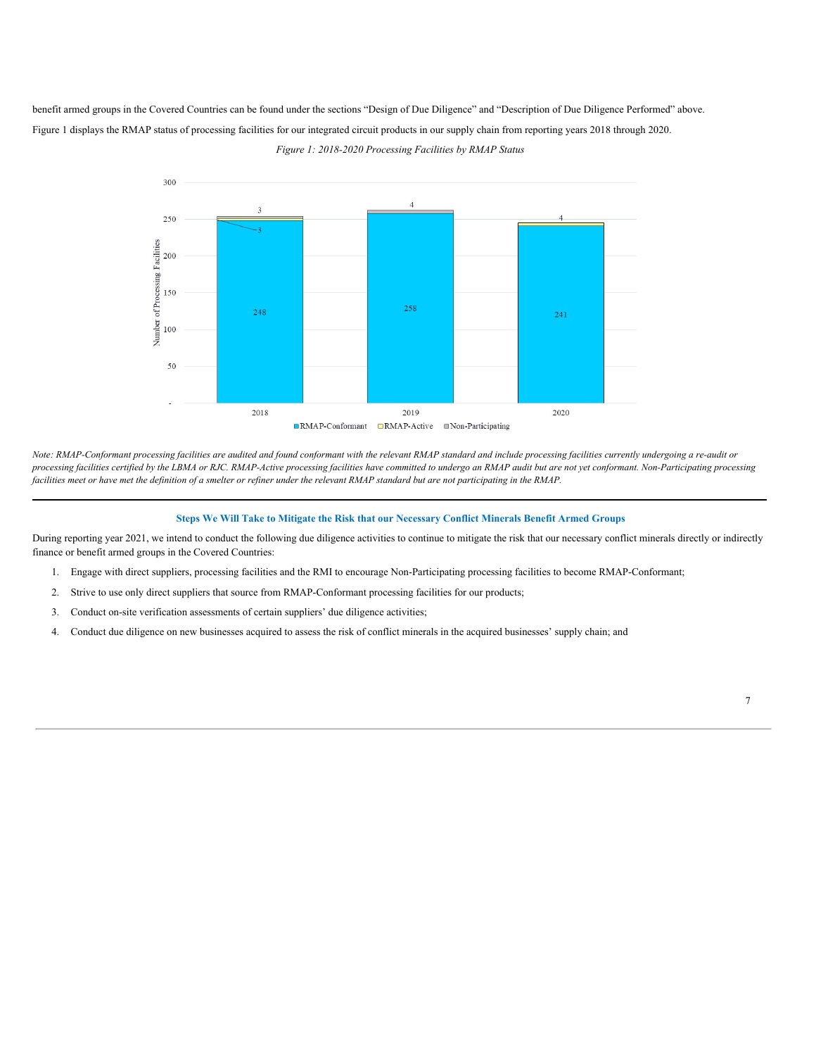benefit armed groups in the Covered Countries can be found under the sections "Design of Due Diligence" and "Description of Due Diligence Performed" above.

Figure 1 displays the RMAP status of processing facilities for our integrated circuit products in our supply chain from reporting years 2018 through 2020.

*Figure 1: 2018-2020 Processing Facilities by RMAP Status*

300
250
200
150
100
50
-

Number of Processing Facilities

3
3
248
2018

4
258
2019

4
241
2020

RMAP-Conformant RMAP-Active Non-Participating

*Note: RMAP-Conformant processing facilities are audited and found conformant with the relevant RMAP standard and include processing facilities currently undergoing a re-audit or processing facilities certified by the LBMA or RJC. RMAP-Active processing facilities have committed to undergo an RMAP audit but are not yet conformant. Non-Participating processing facilities meet or have met the definition of a smelter or refiner under the relevant RMAP standard but are not participating in the RMAP.*

---

### Steps We Will Take to Mitigate the Risk that our Necessary Conflict Minerals Benefit Armed Groups

During reporting year 2021, we intend to conduct the following due diligence activities to continue to mitigate the risk that our necessary conflict minerals directly or indirectly finance or benefit armed groups in the Covered Countries:

1. Engage with direct suppliers, processing facilities and the RMI to encourage Non-Participating processing facilities to become RMAP-Conformant;
2. Strive to use only direct suppliers that source from RMAP-Conformant processing facilities for our products;
3. Conduct on-site verification assessments of certain suppliers' due diligence activities;
4. Conduct due diligence on new businesses acquired to assess the risk of conflict minerals in the acquired businesses' supply chain; and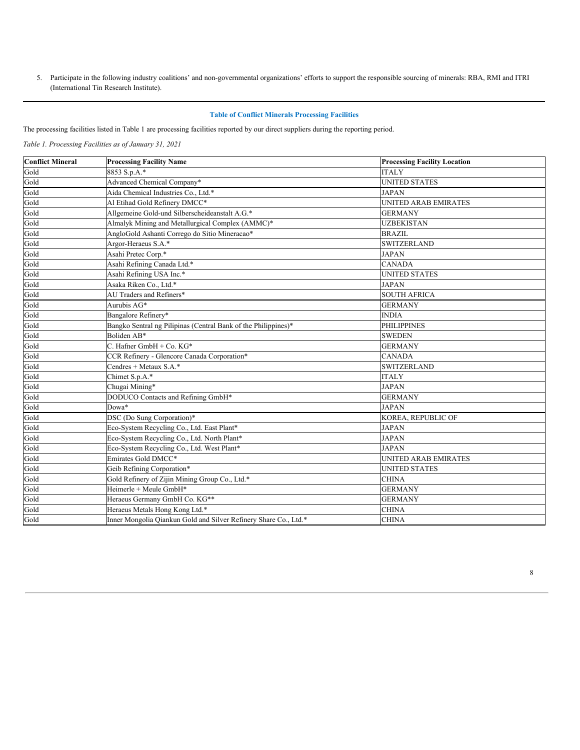5. Participate in the following industry coalitions' and non-governmental organizations' efforts to support the responsible sourcing of minerals: RBA, RMI and ITRI (International Tin Research Institute).

---

## Table of Conflict Minerals Processing Facilities

The processing facilities listed in Table 1 are processing facilities reported by our direct suppliers during the reporting period.

*Table 1. Processing Facilities as of January 31, 2021*

| Conflict Mineral | Processing Facility Name | Processing Facility Location |
|---|---|---|
| Gold | 8853 S.p.A.* | ITALY |
| Gold | Advanced Chemical Company* | UNITED STATES |
| Gold | Aida Chemical Industries Co., Ltd.* | JAPAN |
| Gold | Al Etihad Gold Refinery DMCC* | UNITED ARAB EMIRATES |
| Gold | Allgemeine Gold-und Silberscheideanstalt A.G.* | GERMANY |
| Gold | Almalyk Mining and Metallurgical Complex (AMMC)* | UZBEKISTAN |
| Gold | AngloGold Ashanti Corrego do Sitio Mineracao* | BRAZIL |
| Gold | Argor-Heraeus S.A.* | SWITZERLAND |
| Gold | Asahi Pretec Corp.* | JAPAN |
| Gold | Asahi Refining Canada Ltd.* | CANADA |
| Gold | Asahi Refining USA Inc.* | UNITED STATES |
| Gold | Asaka Riken Co., Ltd.* | JAPAN |
| Gold | AU Traders and Refiners* | SOUTH AFRICA |
| Gold | Aurubis AG* | GERMANY |
| Gold | Bangalore Refinery* | INDIA |
| Gold | Bangko Sentral ng Pilipinas (Central Bank of the Philippines)* | PHILIPPINES |
| Gold | Boliden AB* | SWEDEN |
| Gold | C. Hafner GmbH + Co. KG* | GERMANY |
| Gold | CCR Refinery - Glencore Canada Corporation* | CANADA |
| Gold | Cendres + Metaux S.A.* | SWITZERLAND |
| Gold | Chimet S.p.A.* | ITALY |
| Gold | Chugai Mining* | JAPAN |
| Gold | DODUCO Contacts and Refining GmbH* | GERMANY |
| Gold | Dowa* | JAPAN |
| Gold | DSC (Do Sung Corporation)* | KOREA, REPUBLIC OF |
| Gold | Eco-System Recycling Co., Ltd. East Plant* | JAPAN |
| Gold | Eco-System Recycling Co., Ltd. North Plant* | JAPAN |
| Gold | Eco-System Recycling Co., Ltd. West Plant* | JAPAN |
| Gold | Emirates Gold DMCC* | UNITED ARAB EMIRATES |
| Gold | Geib Refining Corporation* | UNITED STATES |
| Gold | Gold Refinery of Zijin Mining Group Co., Ltd.* | CHINA |
| Gold | Heimerle + Meule GmbH* | GERMANY |
| Gold | Heraeus Germany GmbH Co. KG** | GERMANY |
| Gold | Heraeus Metals Hong Kong Ltd.* | CHINA |
| Gold | Inner Mongolia Qiankun Gold and Silver Refinery Share Co., Ltd.* | CHINA |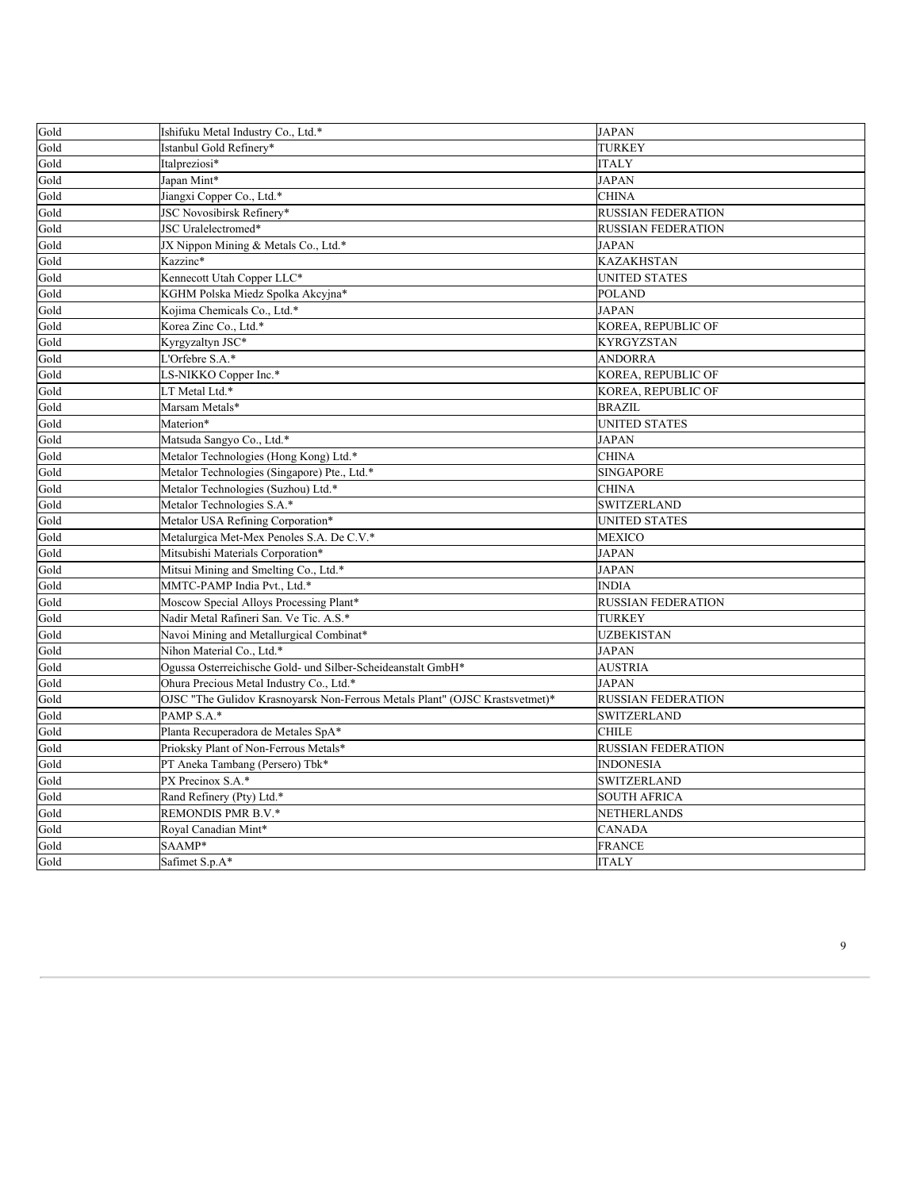| | | |
|---|---|---|
| Gold | Ishifuku Metal Industry Co., Ltd.* | JAPAN |
| Gold | Istanbul Gold Refinery* | TURKEY |
| Gold | Italpreziosi* | ITALY |
| Gold | Japan Mint* | JAPAN |
| Gold | Jiangxi Copper Co., Ltd.* | CHINA |
| Gold | JSC Novosibirsk Refinery* | RUSSIAN FEDERATION |
| Gold | JSC Uralelectromed* | RUSSIAN FEDERATION |
| Gold | JX Nippon Mining & Metals Co., Ltd.* | JAPAN |
| Gold | Kazzinc* | KAZAKHSTAN |
| Gold | Kennecott Utah Copper LLC* | UNITED STATES |
| Gold | KGHM Polska Miedz Spolka Akcyjna* | POLAND |
| Gold | Kojima Chemicals Co., Ltd.* | JAPAN |
| Gold | Korea Zinc Co., Ltd.* | KOREA, REPUBLIC OF |
| Gold | Kyrgyzaltyn JSC* | KYRGYZSTAN |
| Gold | L'Orfebre S.A.* | ANDORRA |
| Gold | LS-NIKKO Copper Inc.* | KOREA, REPUBLIC OF |
| Gold | LT Metal Ltd.* | KOREA, REPUBLIC OF |
| Gold | Marsam Metals* | BRAZIL |
| Gold | Materion* | UNITED STATES |
| Gold | Matsuda Sangyo Co., Ltd.* | JAPAN |
| Gold | Metalor Technologies (Hong Kong) Ltd.* | CHINA |
| Gold | Metalor Technologies (Singapore) Pte., Ltd.* | SINGAPORE |
| Gold | Metalor Technologies (Suzhou) Ltd.* | CHINA |
| Gold | Metalor Technologies S.A.* | SWITZERLAND |
| Gold | Metalor USA Refining Corporation* | UNITED STATES |
| Gold | Metalurgica Met-Mex Penoles S.A. De C.V.* | MEXICO |
| Gold | Mitsubishi Materials Corporation* | JAPAN |
| Gold | Mitsui Mining and Smelting Co., Ltd.* | JAPAN |
| Gold | MMTC-PAMP India Pvt., Ltd.* | INDIA |
| Gold | Moscow Special Alloys Processing Plant* | RUSSIAN FEDERATION |
| Gold | Nadir Metal Rafineri San. Ve Tic. A.S.* | TURKEY |
| Gold | Navoi Mining and Metallurgical Combinat* | UZBEKISTAN |
| Gold | Nihon Material Co., Ltd.* | JAPAN |
| Gold | Ogussa Osterreichische Gold- und Silber-Scheideanstalt GmbH* | AUSTRIA |
| Gold | Ohura Precious Metal Industry Co., Ltd.* | JAPAN |
| Gold | OJSC "The Gulidov Krasnoyarsk Non-Ferrous Metals Plant" (OJSC Krastsvetmet)* | RUSSIAN FEDERATION |
| Gold | PAMP S.A.* | SWITZERLAND |
| Gold | Planta Recuperadora de Metales SpA* | CHILE |
| Gold | Prioksky Plant of Non-Ferrous Metals* | RUSSIAN FEDERATION |
| Gold | PT Aneka Tambang (Persero) Tbk* | INDONESIA |
| Gold | PX Precinox S.A.* | SWITZERLAND |
| Gold | Rand Refinery (Pty) Ltd.* | SOUTH AFRICA |
| Gold | REMONDIS PMR B.V.* | NETHERLANDS |
| Gold | Royal Canadian Mint* | CANADA |
| Gold | SAAMP* | FRANCE |
| Gold | Safimet S.p.A* | ITALY |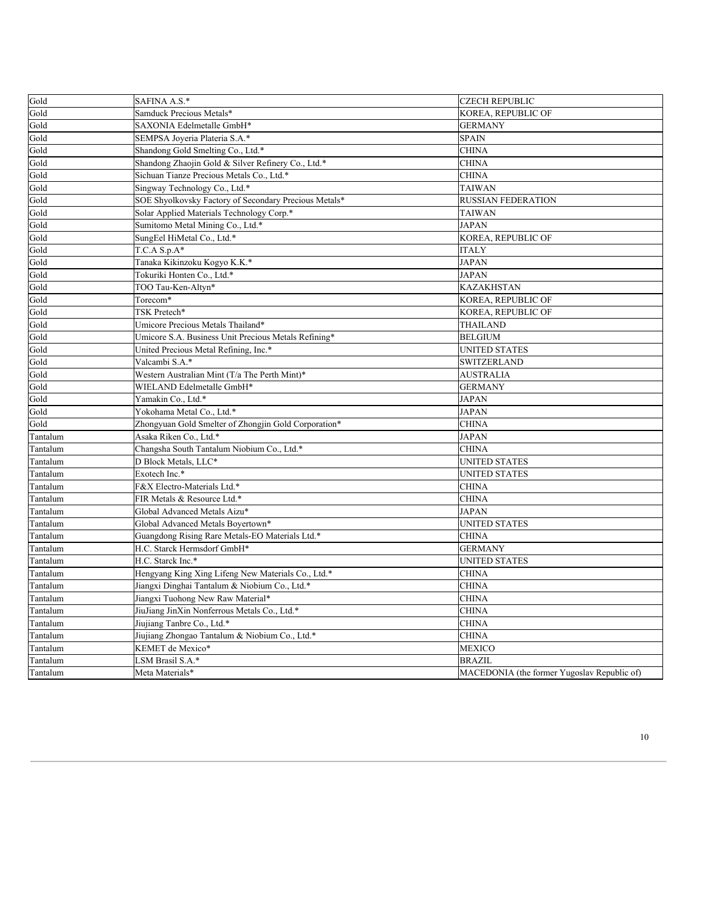| | | |
|---|---|---|
| Gold | SAFINA A.S.* | CZECH REPUBLIC |
| Gold | Samduck Precious Metals* | KOREA, REPUBLIC OF |
| Gold | SAXONIA Edelmetalle GmbH* | GERMANY |
| Gold | SEMPSA Joyeria Plateria S.A.* | SPAIN |
| Gold | Shandong Gold Smelting Co., Ltd.* | CHINA |
| Gold | Shandong Zhaojin Gold & Silver Refinery Co., Ltd.* | CHINA |
| Gold | Sichuan Tianze Precious Metals Co., Ltd.* | CHINA |
| Gold | Singway Technology Co., Ltd.* | TAIWAN |
| Gold | SOE Shyolkovsky Factory of Secondary Precious Metals* | RUSSIAN FEDERATION |
| Gold | Solar Applied Materials Technology Corp.* | TAIWAN |
| Gold | Sumitomo Metal Mining Co., Ltd.* | JAPAN |
| Gold | SungEel HiMetal Co., Ltd.* | KOREA, REPUBLIC OF |
| Gold | T.C.A S.p.A* | ITALY |
| Gold | Tanaka Kikinzoku Kogyo K.K.* | JAPAN |
| Gold | Tokuriki Honten Co., Ltd.* | JAPAN |
| Gold | TOO Tau-Ken-Altyn* | KAZAKHSTAN |
| Gold | Torecom* | KOREA, REPUBLIC OF |
| Gold | TSK Pretech* | KOREA, REPUBLIC OF |
| Gold | Umicore Precious Metals Thailand* | THAILAND |
| Gold | Umicore S.A. Business Unit Precious Metals Refining* | BELGIUM |
| Gold | United Precious Metal Refining, Inc.* | UNITED STATES |
| Gold | Valcambi S.A.* | SWITZERLAND |
| Gold | Western Australian Mint (T/a The Perth Mint)* | AUSTRALIA |
| Gold | WIELAND Edelmetalle GmbH* | GERMANY |
| Gold | Yamakin Co., Ltd.* | JAPAN |
| Gold | Yokohama Metal Co., Ltd.* | JAPAN |
| Gold | Zhongyuan Gold Smelter of Zhongjin Gold Corporation* | CHINA |
| Tantalum | Asaka Riken Co., Ltd.* | JAPAN |
| Tantalum | Changsha South Tantalum Niobium Co., Ltd.* | CHINA |
| Tantalum | D Block Metals, LLC* | UNITED STATES |
| Tantalum | Exotech Inc.* | UNITED STATES |
| Tantalum | F&X Electro-Materials Ltd.* | CHINA |
| Tantalum | FIR Metals & Resource Ltd.* | CHINA |
| Tantalum | Global Advanced Metals Aizu* | JAPAN |
| Tantalum | Global Advanced Metals Boyertown* | UNITED STATES |
| Tantalum | Guangdong Rising Rare Metals-EO Materials Ltd.* | CHINA |
| Tantalum | H.C. Starck Hermsdorf GmbH* | GERMANY |
| Tantalum | H.C. Starck Inc.* | UNITED STATES |
| Tantalum | Hengyang King Xing Lifeng New Materials Co., Ltd.* | CHINA |
| Tantalum | Jiangxi Dinghai Tantalum & Niobium Co., Ltd.* | CHINA |
| Tantalum | Jiangxi Tuohong New Raw Material* | CHINA |
| Tantalum | JiuJiang JinXin Nonferrous Metals Co., Ltd.* | CHINA |
| Tantalum | Jiujiang Tanbre Co., Ltd.* | CHINA |
| Tantalum | Jiujiang Zhongao Tantalum & Niobium Co., Ltd.* | CHINA |
| Tantalum | KEMET de Mexico* | MEXICO |
| Tantalum | LSM Brasil S.A.* | BRAZIL |
| Tantalum | Meta Materials* | MACEDONIA (the former Yugoslav Republic of) |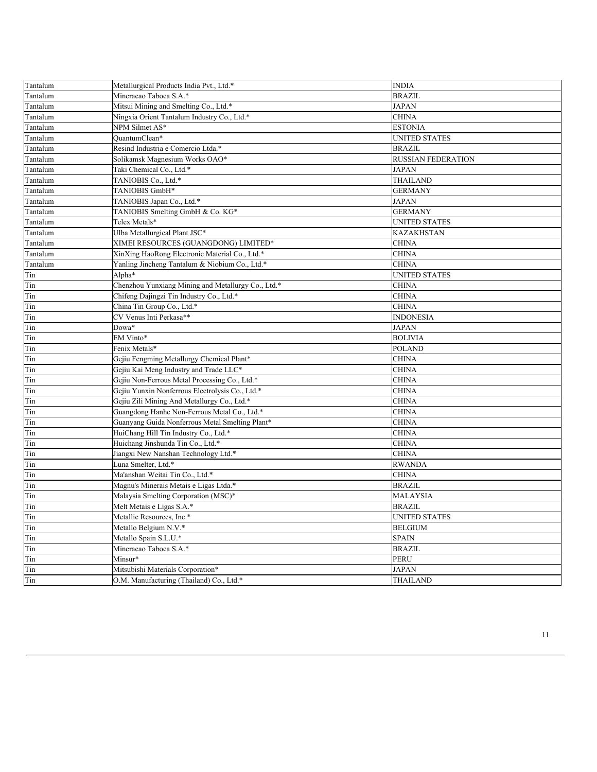| | | |
|---|---|---|
| Tantalum | Metallurgical Products India Pvt., Ltd.* | INDIA |
| Tantalum | Mineracao Taboca S.A.* | BRAZIL |
| Tantalum | Mitsui Mining and Smelting Co., Ltd.* | JAPAN |
| Tantalum | Ningxia Orient Tantalum Industry Co., Ltd.* | CHINA |
| Tantalum | NPM Silmet AS* | ESTONIA |
| Tantalum | QuantumClean* | UNITED STATES |
| Tantalum | Resind Industria e Comercio Ltda.* | BRAZIL |
| Tantalum | Solikamsk Magnesium Works OAO* | RUSSIAN FEDERATION |
| Tantalum | Taki Chemical Co., Ltd.* | JAPAN |
| Tantalum | TANIOBIS Co., Ltd.* | THAILAND |
| Tantalum | TANIOBIS GmbH* | GERMANY |
| Tantalum | TANIOBIS Japan Co., Ltd.* | JAPAN |
| Tantalum | TANIOBIS Smelting GmbH & Co. KG* | GERMANY |
| Tantalum | Telex Metals* | UNITED STATES |
| Tantalum | Ulba Metallurgical Plant JSC* | KAZAKHSTAN |
| Tantalum | XIMEI RESOURCES (GUANGDONG) LIMITED* | CHINA |
| Tantalum | XinXing HaoRong Electronic Material Co., Ltd.* | CHINA |
| Tantalum | Yanling Jincheng Tantalum & Niobium Co., Ltd.* | CHINA |
| Tin | Alpha* | UNITED STATES |
| Tin | Chenzhou Yunxiang Mining and Metallurgy Co., Ltd.* | CHINA |
| Tin | Chifeng Dajingzi Tin Industry Co., Ltd.* | CHINA |
| Tin | China Tin Group Co., Ltd.* | CHINA |
| Tin | CV Venus Inti Perkasa** | INDONESIA |
| Tin | Dowa* | JAPAN |
| Tin | EM Vinto* | BOLIVIA |
| Tin | Fenix Metals* | POLAND |
| Tin | Gejiu Fengming Metallurgy Chemical Plant* | CHINA |
| Tin | Gejiu Kai Meng Industry and Trade LLC* | CHINA |
| Tin | Gejiu Non-Ferrous Metal Processing Co., Ltd.* | CHINA |
| Tin | Gejiu Yunxin Nonferrous Electrolysis Co., Ltd.* | CHINA |
| Tin | Gejiu Zili Mining And Metallurgy Co., Ltd.* | CHINA |
| Tin | Guangdong Hanhe Non-Ferrous Metal Co., Ltd.* | CHINA |
| Tin | Guanyang Guida Nonferrous Metal Smelting Plant* | CHINA |
| Tin | HuiChang Hill Tin Industry Co., Ltd.* | CHINA |
| Tin | Huichang Jinshunda Tin Co., Ltd.* | CHINA |
| Tin | Jiangxi New Nanshan Technology Ltd.* | CHINA |
| Tin | Luna Smelter, Ltd.* | RWANDA |
| Tin | Ma'anshan Weitai Tin Co., Ltd.* | CHINA |
| Tin | Magnu's Minerais Metais e Ligas Ltda.* | BRAZIL |
| Tin | Malaysia Smelting Corporation (MSC)* | MALAYSIA |
| Tin | Melt Metais e Ligas S.A.* | BRAZIL |
| Tin | Metallic Resources, Inc.* | UNITED STATES |
| Tin | Metallo Belgium N.V.* | BELGIUM |
| Tin | Metallo Spain S.L.U.* | SPAIN |
| Tin | Mineracao Taboca S.A.* | BRAZIL |
| Tin | Minsur* | PERU |
| Tin | Mitsubishi Materials Corporation* | JAPAN |
| Tin | O.M. Manufacturing (Thailand) Co., Ltd.* | THAILAND |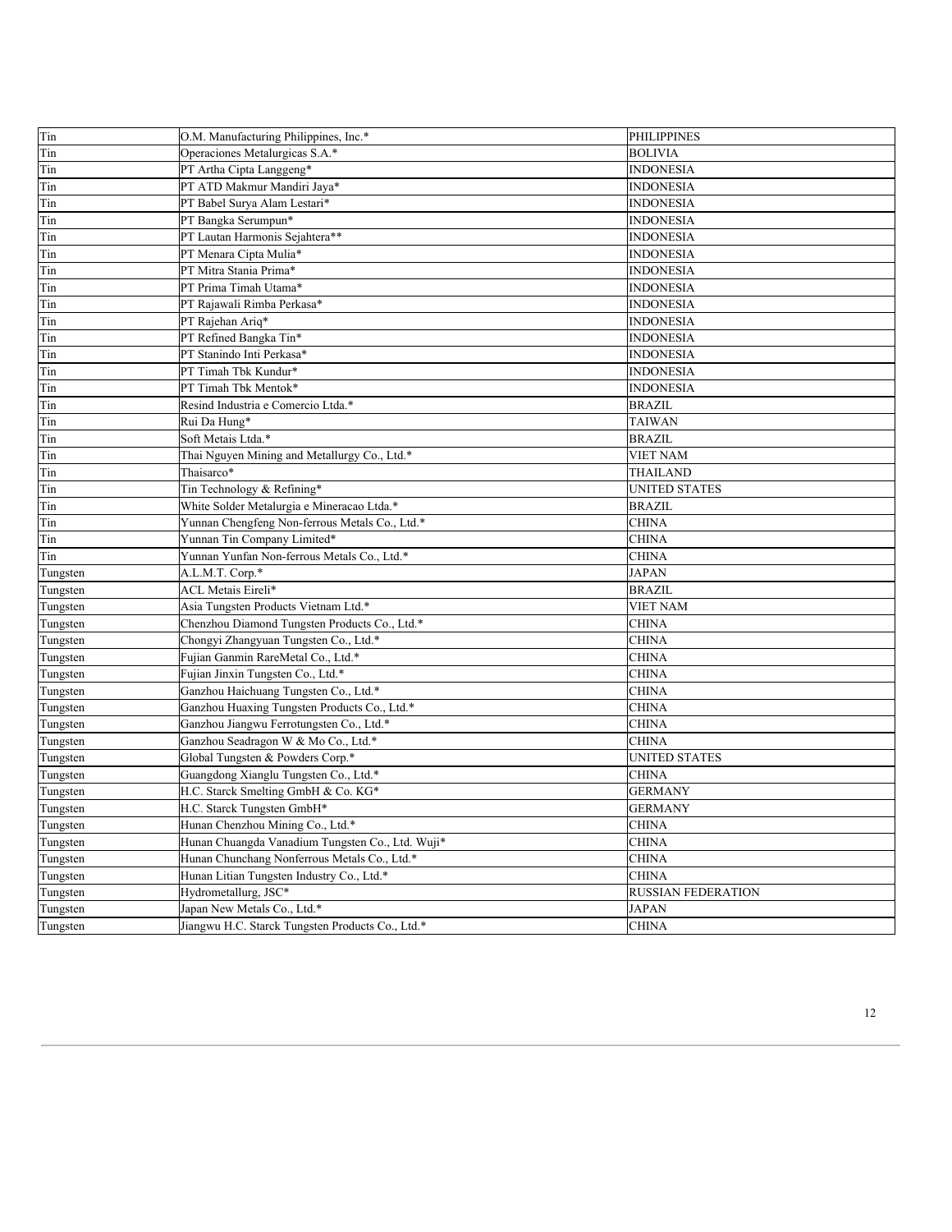| Tin | O.M. Manufacturing Philippines, Inc.* | PHILIPPINES |
|---|---|---|
| Tin | Operaciones Metalurgicas S.A.* | BOLIVIA |
| Tin | PT Artha Cipta Langgeng* | INDONESIA |
| Tin | PT ATD Makmur Mandiri Jaya* | INDONESIA |
| Tin | PT Babel Surya Alam Lestari* | INDONESIA |
| Tin | PT Bangka Serumpun* | INDONESIA |
| Tin | PT Lautan Harmonis Sejahtera** | INDONESIA |
| Tin | PT Menara Cipta Mulia* | INDONESIA |
| Tin | PT Mitra Stania Prima* | INDONESIA |
| Tin | PT Prima Timah Utama* | INDONESIA |
| Tin | PT Rajawali Rimba Perkasa* | INDONESIA |
| Tin | PT Rajehan Ariq* | INDONESIA |
| Tin | PT Refined Bangka Tin* | INDONESIA |
| Tin | PT Stanindo Inti Perkasa* | INDONESIA |
| Tin | PT Timah Tbk Kundur* | INDONESIA |
| Tin | PT Timah Tbk Mentok* | INDONESIA |
| Tin | Resind Industria e Comercio Ltda.* | BRAZIL |
| Tin | Rui Da Hung* | TAIWAN |
| Tin | Soft Metais Ltda.* | BRAZIL |
| Tin | Thai Nguyen Mining and Metallurgy Co., Ltd.* | VIET NAM |
| Tin | Thaisarco* | THAILAND |
| Tin | Tin Technology & Refining* | UNITED STATES |
| Tin | White Solder Metalurgia e Mineracao Ltda.* | BRAZIL |
| Tin | Yunnan Chengfeng Non-ferrous Metals Co., Ltd.* | CHINA |
| Tin | Yunnan Tin Company Limited* | CHINA |
| Tin | Yunnan Yunfan Non-ferrous Metals Co., Ltd.* | CHINA |
| Tungsten | A.L.M.T. Corp.* | JAPAN |
| Tungsten | ACL Metais Eireli* | BRAZIL |
| Tungsten | Asia Tungsten Products Vietnam Ltd.* | VIET NAM |
| Tungsten | Chenzhou Diamond Tungsten Products Co., Ltd.* | CHINA |
| Tungsten | Chongyi Zhangyuan Tungsten Co., Ltd.* | CHINA |
| Tungsten | Fujian Ganmin RareMetal Co., Ltd.* | CHINA |
| Tungsten | Fujian Jinxin Tungsten Co., Ltd.* | CHINA |
| Tungsten | Ganzhou Haichuang Tungsten Co., Ltd.* | CHINA |
| Tungsten | Ganzhou Huaxing Tungsten Products Co., Ltd.* | CHINA |
| Tungsten | Ganzhou Jiangwu Ferrotungsten Co., Ltd.* | CHINA |
| Tungsten | Ganzhou Seadragon W & Mo Co., Ltd.* | CHINA |
| Tungsten | Global Tungsten & Powders Corp.* | UNITED STATES |
| Tungsten | Guangdong Xianglu Tungsten Co., Ltd.* | CHINA |
| Tungsten | H.C. Starck Smelting GmbH & Co. KG* | GERMANY |
| Tungsten | H.C. Starck Tungsten GmbH* | GERMANY |
| Tungsten | Hunan Chenzhou Mining Co., Ltd.* | CHINA |
| Tungsten | Hunan Chuangda Vanadium Tungsten Co., Ltd. Wuji* | CHINA |
| Tungsten | Hunan Chunchang Nonferrous Metals Co., Ltd.* | CHINA |
| Tungsten | Hunan Litian Tungsten Industry Co., Ltd.* | CHINA |
| Tungsten | Hydrometallurg, JSC* | RUSSIAN FEDERATION |
| Tungsten | Japan New Metals Co., Ltd.* | JAPAN |
| Tungsten | Jiangwu H.C. Starck Tungsten Products Co., Ltd.* | CHINA |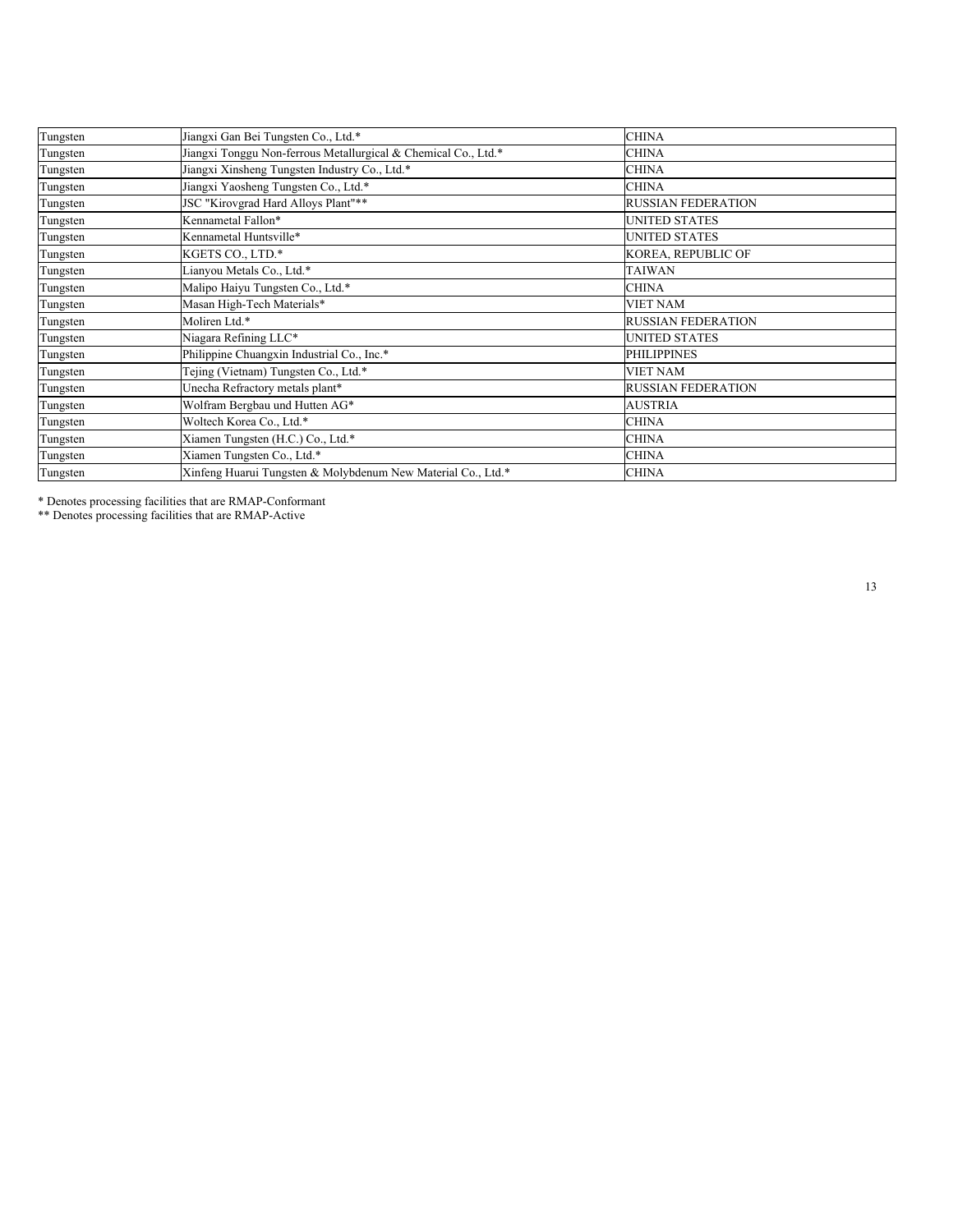| | | |
|---|---|---|
| Tungsten | Jiangxi Gan Bei Tungsten Co., Ltd.* | CHINA |
| Tungsten | Jiangxi Tonggu Non-ferrous Metallurgical & Chemical Co., Ltd.* | CHINA |
| Tungsten | Jiangxi Xinsheng Tungsten Industry Co., Ltd.* | CHINA |
| Tungsten | Jiangxi Yaosheng Tungsten Co., Ltd.* | CHINA |
| Tungsten | JSC "Kirovgrad Hard Alloys Plant"** | RUSSIAN FEDERATION |
| Tungsten | Kennametal Fallon* | UNITED STATES |
| Tungsten | Kennametal Huntsville* | UNITED STATES |
| Tungsten | KGETS CO., LTD.* | KOREA, REPUBLIC OF |
| Tungsten | Lianyou Metals Co., Ltd.* | TAIWAN |
| Tungsten | Malipo Haiyu Tungsten Co., Ltd.* | CHINA |
| Tungsten | Masan High-Tech Materials* | VIET NAM |
| Tungsten | Moliren Ltd.* | RUSSIAN FEDERATION |
| Tungsten | Niagara Refining LLC* | UNITED STATES |
| Tungsten | Philippine Chuangxin Industrial Co., Inc.* | PHILIPPINES |
| Tungsten | Tejing (Vietnam) Tungsten Co., Ltd.* | VIET NAM |
| Tungsten | Unecha Refractory metals plant* | RUSSIAN FEDERATION |
| Tungsten | Wolfram Bergbau und Hutten AG* | AUSTRIA |
| Tungsten | Woltech Korea Co., Ltd.* | CHINA |
| Tungsten | Xiamen Tungsten (H.C.) Co., Ltd.* | CHINA |
| Tungsten | Xiamen Tungsten Co., Ltd.* | CHINA |
| Tungsten | Xinfeng Huarui Tungsten & Molybdenum New Material Co., Ltd.* | CHINA |

* Denotes processing facilities that are RMAP-Conformant
** Denotes processing facilities that are RMAP-Active